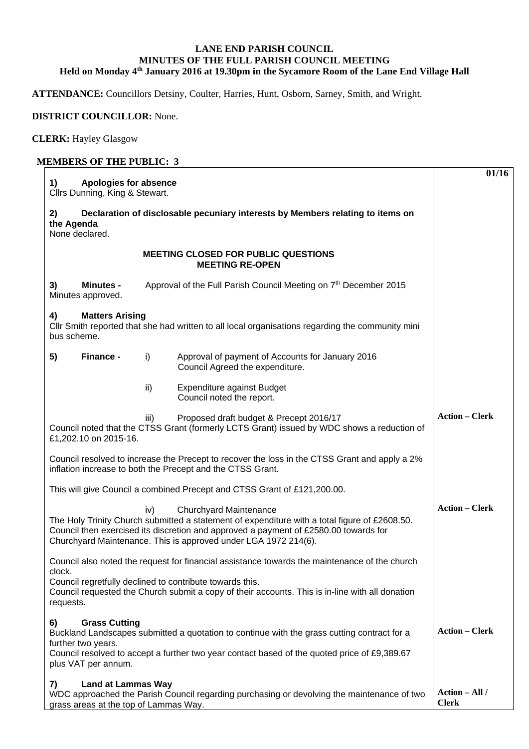# LANE END PARISH COUNCIL
## MINUTES OF THE FULL PARISH COUNCIL MEETING
### Held on Monday 4th January 2016 at 19.30pm in the Sycamore Room of the Lane End Village Hall

**ATTENDANCE:** Councillors Detsiny, Coulter, Harries, Hunt, Osborn, Sarney, Smith, and Wright.

**DISTRICT COUNCILLOR:** None.

**CLERK:** Hayley Glasgow

**MEMBERS OF THE PUBLIC: 3**

| | **01/16** |
|---|---|
| **1) Apologies for absence**<br>Cllrs Dunning, King & Stewart. | |
| **2) Declaration of disclosable pecuniary interests by Members relating to items on the Agenda**<br>None declared. | |
| **MEETING CLOSED FOR PUBLIC QUESTIONS**<br>**MEETING RE-OPEN** | |
| **3) Minutes -** Approval of the Full Parish Council Meeting on 7th December 2015<br>Minutes approved. | |
| **4) Matters Arising**<br>Cllr Smith reported that she had written to all local organisations regarding the community mini bus scheme. | |
| **5) Finance -** i) Approval of payment of Accounts for January 2016<br>Council Agreed the expenditure. | |
| ii) Expenditure against Budget<br>Council noted the report. | |
| iii) Proposed draft budget & Precept 2016/17<br>Council noted that the CTSS Grant (formerly LCTS Grant) issued by WDC shows a reduction of £1,202.10 on 2015-16.<br><br>Council resolved to increase the Precept to recover the loss in the CTSS Grant and apply a 2% inflation increase to both the Precept and the CTSS Grant.<br><br>This will give Council a combined Precept and CTSS Grant of £121,200.00. | **Action – Clerk** |
| iv) Churchyard Maintenance<br>The Holy Trinity Church submitted a statement of expenditure with a total figure of £2608.50. Council then exercised its discretion and approved a payment of £2580.00 towards for Churchyard Maintenance. This is approved under LGA 1972 214(6).<br><br>Council also noted the request for financial assistance towards the maintenance of the church clock.<br>Council regretfully declined to contribute towards this.<br>Council requested the Church submit a copy of their accounts. This is in-line with all donation requests. | **Action – Clerk** |
| **6) Grass Cutting**<br>Buckland Landscapes submitted a quotation to continue with the grass cutting contract for a further two years.<br>Council resolved to accept a further two year contact based of the quoted price of £9,389.67 plus VAT per annum. | **Action – Clerk** |
| **7) Land at Lammas Way**<br>WDC approached the Parish Council regarding purchasing or devolving the maintenance of two grass areas at the top of Lammas Way. | **Action – All / Clerk** |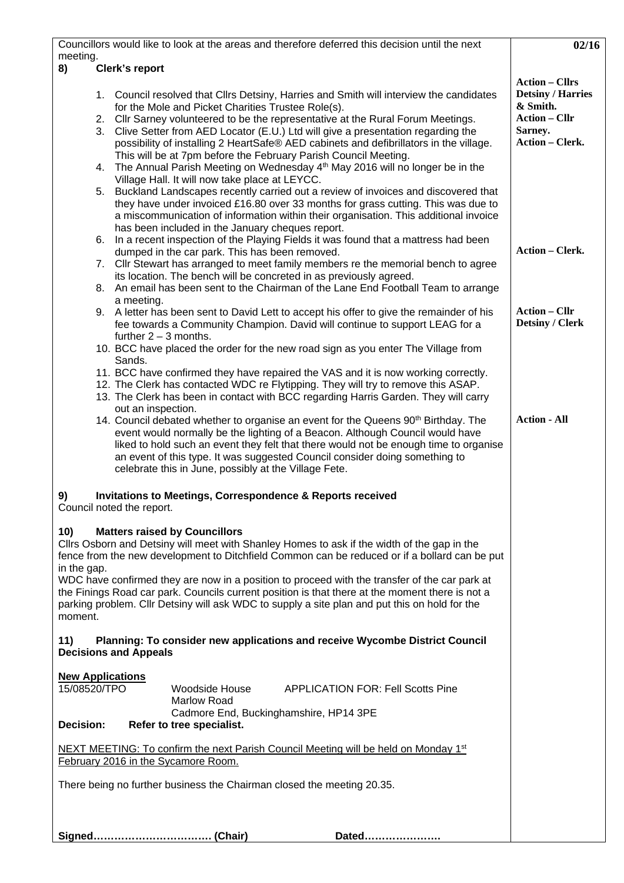Councillors would like to look at the areas and therefore deferred this decision until the next meeting.

**8) Clerk's report**

1. Council resolved that Cllrs Detsiny, Harries and Smith will interview the candidates for the Mole and Picket Charities Trustee Role(s). **Action – Cllrs Detsiny / Harries & Smith.**
2. Cllr Sarney volunteered to be the representative at the Rural Forum Meetings. **Action – Cllr Sarney.**
3. Clive Setter from AED Locator (E.U.) Ltd will give a presentation regarding the possibility of installing 2 HeartSafe® AED cabinets and defibrillators in the village. This will be at 7pm before the February Parish Council Meeting. **Action – Clerk.**
4. The Annual Parish Meeting on Wednesday 4th May 2016 will no longer be in the Village Hall. It will now take place at LEYCC.
5. Buckland Landscapes recently carried out a review of invoices and discovered that they have under invoiced £16.80 over 33 months for grass cutting. This was due to a miscommunication of information within their organisation. This additional invoice has been included in the January cheques report.
6. In a recent inspection of the Playing Fields it was found that a mattress had been dumped in the car park. This has been removed.
7. Cllr Stewart has arranged to meet family members re the memorial bench to agree its location. The bench will be concreted in as previously agreed. **Action – Clerk.**
8. An email has been sent to the Chairman of the Lane End Football Team to arrange a meeting.
9. A letter has been sent to David Lett to accept his offer to give the remainder of his fee towards a Community Champion. David will continue to support LEAG for a further 2 – 3 months. **Action – Cllr Detsiny / Clerk**
10. BCC have placed the order for the new road sign as you enter The Village from Sands.
11. BCC have confirmed they have repaired the VAS and it is now working correctly.
12. The Clerk has contacted WDC re Flytipping. They will try to remove this ASAP.
13. The Clerk has been in contact with BCC regarding Harris Garden. They will carry out an inspection.
14. Council debated whether to organise an event for the Queens 90th Birthday. The event would normally be the lighting of a Beacon. Although Council would have liked to hold such an event they felt that there would not be enough time to organise an event of this type. It was suggested Council consider doing something to celebrate this in June, possibly at the Village Fete. **Action - All**

**9) Invitations to Meetings, Correspondence & Reports received**

Council noted the report.

**10) Matters raised by Councillors**

Cllrs Osborn and Detsiny will meet with Shanley Homes to ask if the width of the gap in the fence from the new development to Ditchfield Common can be reduced or if a bollard can be put in the gap.

WDC have confirmed they are now in a position to proceed with the transfer of the car park at the Finings Road car park. Councils current position is that there at the moment there is not a parking problem. Cllr Detsiny will ask WDC to supply a site plan and put this on hold for the moment.

**11) Planning: To consider new applications and receive Wycombe District Council Decisions and Appeals**

**New Applications**

15/08520/TPO — Woodside House, Marlow Road, Cadmore End, Buckinghamshire, HP14 3PE — APPLICATION FOR: Fell Scotts Pine

**Decision: Refer to tree specialist.**

NEXT MEETING: To confirm the next Parish Council Meeting will be held on Monday 1st February 2016 in the Sycamore Room.

There being no further business the Chairman closed the meeting 20.35.

**Signed…………………………… (Chair) Dated…………………**